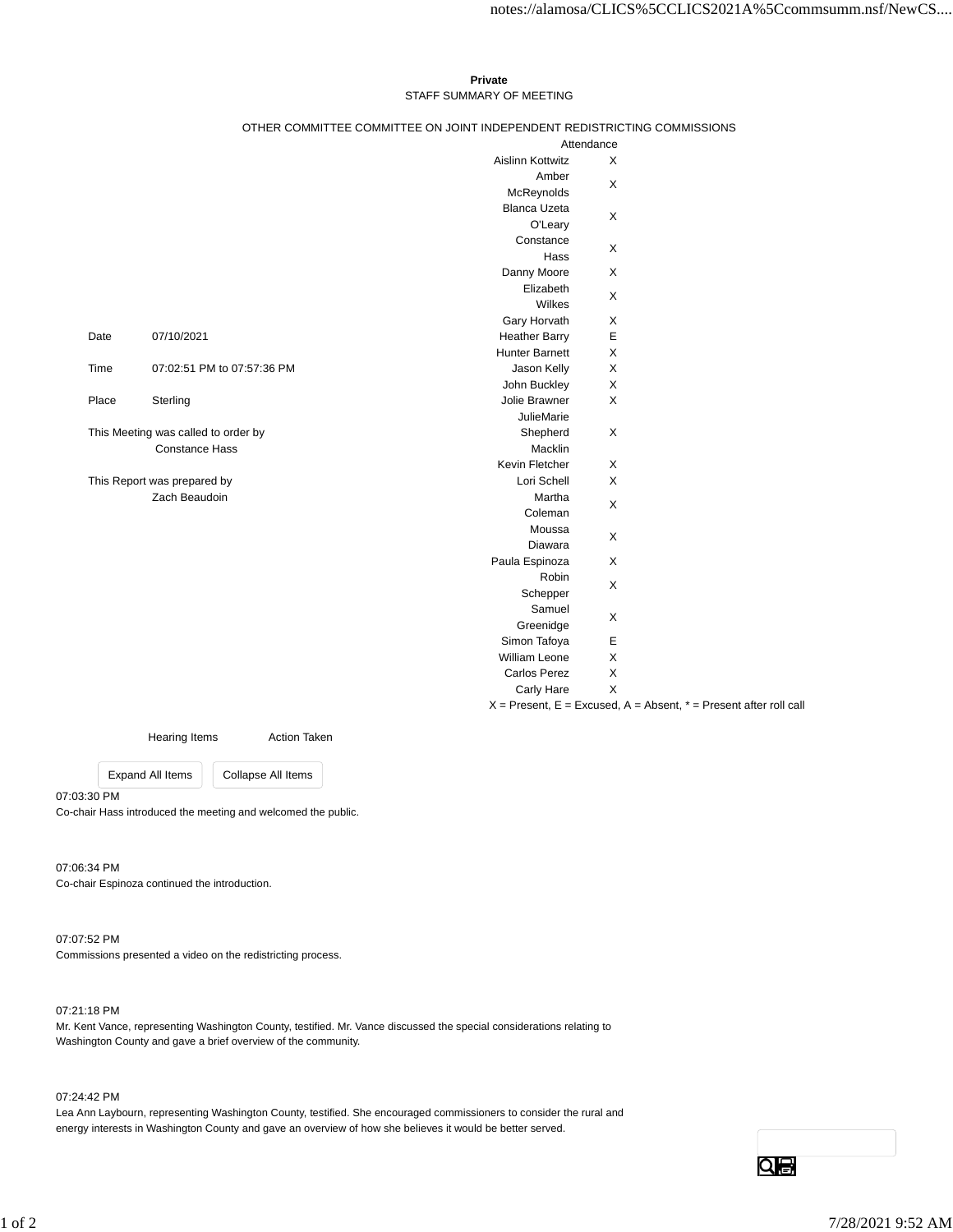**Private**

STAFF SUMMARY OF MEETING

OTHER COMMITTEE COMMITTEE ON JOINT INDEPENDENT REDISTRICTING COMMISSIONS

| | |
|---|---|
| Date | 07/10/2021 |
| Time | 07:02:51 PM to 07:57:36 PM |
| Place | Sterling |

This Meeting was called to order by
Constance Hass

This Report was prepared by
Zach Beaudoin

| Attendance | |
|---|---|
| Aislinn Kottwitz | X |
| Amber McReynolds | X |
| Blanca Uzeta O'Leary | X |
| Constance Hass | X |
| Danny Moore | X |
| Elizabeth Wilkes | X |
| Gary Horvath | X |
| Heather Barry | E |
| Hunter Barnett | X |
| Jason Kelly | X |
| John Buckley | X |
| Jolie Brawner | X |
| JulieMarie Shepherd Macklin | X |
| Kevin Fletcher | X |
| Lori Schell | X |
| Martha Coleman | X |
| Moussa Diawara | X |
| Paula Espinoza | X |
| Robin Schepper | X |
| Samuel Greenidge | X |
| Simon Tafoya | E |
| William Leone | X |
| Carlos Perez | X |
| Carly Hare | X |

X = Present, E = Excused, A = Absent, * = Present after roll call

| Hearing Items | Action Taken |
|---|---|

07:03:30 PM
Co-chair Hass introduced the meeting and welcomed the public.

07:06:34 PM
Co-chair Espinoza continued the introduction.

07:07:52 PM
Commissions presented a video on the redistricting process.

07:21:18 PM
Mr. Kent Vance, representing Washington County, testified. Mr. Vance discussed the special considerations relating to Washington County and gave a brief overview of the community.

07:24:42 PM
Lea Ann Laybourn, representing Washington County, testified. She encouraged commissioners to consider the rural and energy interests in Washington County and gave an overview of how she believes it would be better served.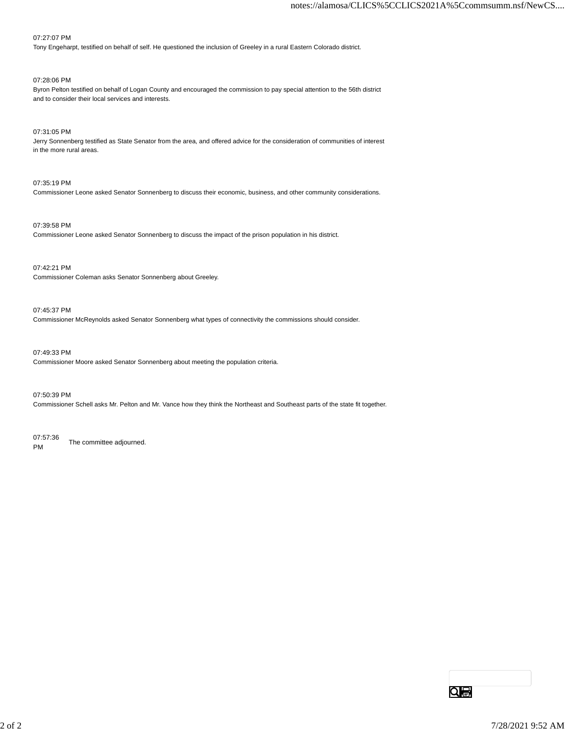07:27:07 PM

Tony Engeharpt, testified on behalf of self. He questioned the inclusion of Greeley in a rural Eastern Colorado district.

07:28:06 PM

Byron Pelton testified on behalf of Logan County and encouraged the commission to pay special attention to the 56th district and to consider their local services and interests.

07:31:05 PM

Jerry Sonnenberg testified as State Senator from the area, and offered advice for the consideration of communities of interest in the more rural areas.

07:35:19 PM

Commissioner Leone asked Senator Sonnenberg to discuss their economic, business, and other community considerations.

07:39:58 PM

Commissioner Leone asked Senator Sonnenberg to discuss the impact of the prison population in his district.

07:42:21 PM

Commissioner Coleman asks Senator Sonnenberg about Greeley.

07:45:37 PM

Commissioner McReynolds asked Senator Sonnenberg what types of connectivity the commissions should consider.

07:49:33 PM

Commissioner Moore asked Senator Sonnenberg about meeting the population criteria.

07:50:39 PM

Commissioner Schell asks Mr. Pelton and Mr. Vance how they think the Northeast and Southeast parts of the state fit together.

07:57:36 PM

The committee adjourned.